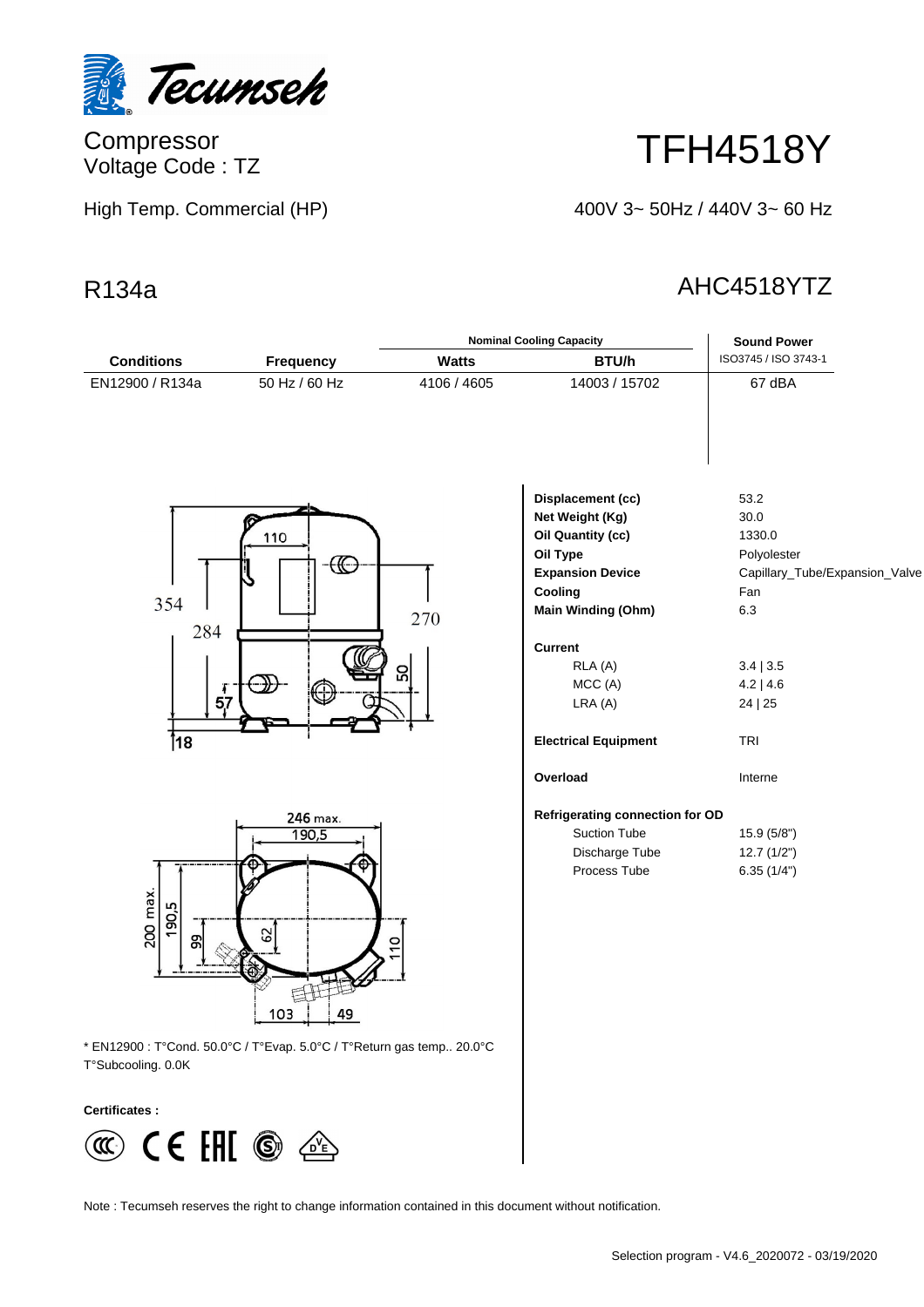Tecumseh

Compressor
Voltage Code : TZ

# TFH4518Y

High Temp. Commercial (HP)

400V 3~ 50Hz / 440V 3~ 60 Hz

## R134a

## AHC4518YTZ

| Conditions | Frequency | Nominal Cooling Capacity | | Sound Power |
|---|---|---|---|---|
| | | Watts | BTU/h | ISO3745 / ISO 3743-1 |
| EN12900 / R134a | 50 Hz / 60 Hz | 4106 / 4605 | 14003 / 15702 | 67 dBA |

| | |
|---|---|
| **Displacement (cc)** | 53.2 |
| **Net Weight (Kg)** | 30.0 |
| **Oil Quantity (cc)** | 1330.0 |
| **Oil Type** | Polyolester |
| **Expansion Device** | Capillary_Tube/Expansion_Valve |
| **Cooling** | Fan |
| **Main Winding (Ohm)** | 6.3 |
| **Current** | |
| RLA (A) | 3.4 \| 3.5 |
| MCC (A) | 4.2 \| 4.6 |
| LRA (A) | 24 \| 25 |
| **Electrical Equipment** | TRI |
| **Overload** | Interne |
| **Refrigerating connection for OD** | |
| Suction Tube | 15.9 (5/8") |
| Discharge Tube | 12.7 (1/2") |
| Process Tube | 6.35 (1/4") |

* EN12900 : T°Cond. 50.0°C / T°Evap. 5.0°C / T°Return gas temp.. 20.0°C
T°Subcooling. 0.0K

**Certificates :**

Note : Tecumseh reserves the right to change information contained in this document without notification.

Selection program - V4.6_2020072 - 03/19/2020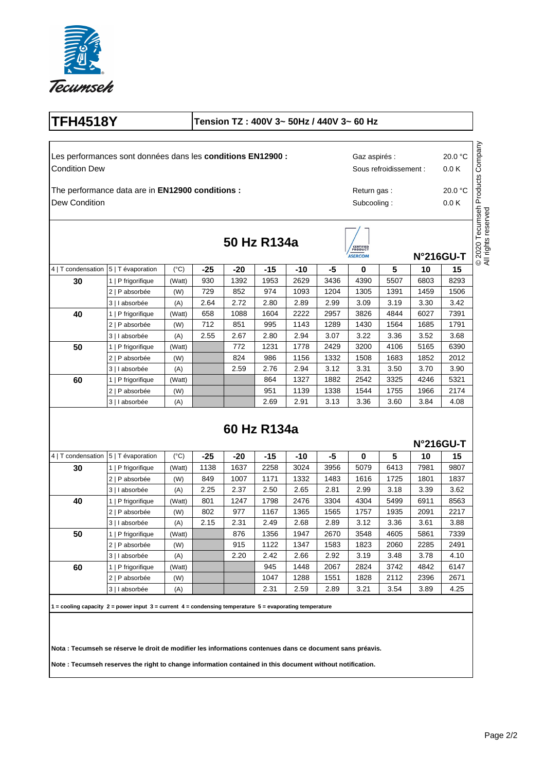Tecumseh

# TFH4518Y

**Tension TZ : 400V 3~ 50Hz / 440V 3~ 60 Hz**

Les performances sont données dans les **conditions EN12900 :**
Condition Dew

The performance data are in **EN12900 conditions :**
Dew Condition

| | |
|---|---|
| Gaz aspirés : | 20.0 °C |
| Sous refroidissement : | 0.0 K |
| Return gas : | 20.0 °C |
| Subcooling : | 0.0 K |

© 2020 Tecumseh Products Company
All rights reserved

## 50 Hz R134a

CERTIFIED PRODUCT ASERCOM

**N°216GU-T**

| 4 \| T condensation | 5 \| T évaporation | (°C) | -25 | -20 | -15 | -10 | -5 | 0 | 5 | 10 | 15 |
|---|---|---|---|---|---|---|---|---|---|---|---|
| **30** | 1 \| P frigorifique | (Watt) | 930 | 1392 | 1953 | 2629 | 3436 | 4390 | 5507 | 6803 | 8293 |
| | 2 \| P absorbée | (W) | 729 | 852 | 974 | 1093 | 1204 | 1305 | 1391 | 1459 | 1506 |
| | 3 \| I absorbée | (A) | 2.64 | 2.72 | 2.80 | 2.89 | 2.99 | 3.09 | 3.19 | 3.30 | 3.42 |
| **40** | 1 \| P frigorifique | (Watt) | 658 | 1088 | 1604 | 2222 | 2957 | 3826 | 4844 | 6027 | 7391 |
| | 2 \| P absorbée | (W) | 712 | 851 | 995 | 1143 | 1289 | 1430 | 1564 | 1685 | 1791 |
| | 3 \| I absorbée | (A) | 2.55 | 2.67 | 2.80 | 2.94 | 3.07 | 3.22 | 3.36 | 3.52 | 3.68 |
| **50** | 1 \| P frigorifique | (Watt) | | 772 | 1231 | 1778 | 2429 | 3200 | 4106 | 5165 | 6390 |
| | 2 \| P absorbée | (W) | | 824 | 986 | 1156 | 1332 | 1508 | 1683 | 1852 | 2012 |
| | 3 \| I absorbée | (A) | | 2.59 | 2.76 | 2.94 | 3.12 | 3.31 | 3.50 | 3.70 | 3.90 |
| **60** | 1 \| P frigorifique | (Watt) | | | 864 | 1327 | 1882 | 2542 | 3325 | 4246 | 5321 |
| | 2 \| P absorbée | (W) | | | 951 | 1139 | 1338 | 1544 | 1755 | 1966 | 2174 |
| | 3 \| I absorbée | (A) | | | 2.69 | 2.91 | 3.13 | 3.36 | 3.60 | 3.84 | 4.08 |

## 60 Hz R134a

**N°216GU-T**

| 4 \| T condensation | 5 \| T évaporation | (°C) | -25 | -20 | -15 | -10 | -5 | 0 | 5 | 10 | 15 |
|---|---|---|---|---|---|---|---|---|---|---|---|
| **30** | 1 \| P frigorifique | (Watt) | 1138 | 1637 | 2258 | 3024 | 3956 | 5079 | 6413 | 7981 | 9807 |
| | 2 \| P absorbée | (W) | 849 | 1007 | 1171 | 1332 | 1483 | 1616 | 1725 | 1801 | 1837 |
| | 3 \| I absorbée | (A) | 2.25 | 2.37 | 2.50 | 2.65 | 2.81 | 2.99 | 3.18 | 3.39 | 3.62 |
| **40** | 1 \| P frigorifique | (Watt) | 801 | 1247 | 1798 | 2476 | 3304 | 4304 | 5499 | 6911 | 8563 |
| | 2 \| P absorbée | (W) | 802 | 977 | 1167 | 1365 | 1565 | 1757 | 1935 | 2091 | 2217 |
| | 3 \| I absorbée | (A) | 2.15 | 2.31 | 2.49 | 2.68 | 2.89 | 3.12 | 3.36 | 3.61 | 3.88 |
| **50** | 1 \| P frigorifique | (Watt) | | 876 | 1356 | 1947 | 2670 | 3548 | 4605 | 5861 | 7339 |
| | 2 \| P absorbée | (W) | | 915 | 1122 | 1347 | 1583 | 1823 | 2060 | 2285 | 2491 |
| | 3 \| I absorbée | (A) | | 2.20 | 2.42 | 2.66 | 2.92 | 3.19 | 3.48 | 3.78 | 4.10 |
| **60** | 1 \| P frigorifique | (Watt) | | | 945 | 1448 | 2067 | 2824 | 3742 | 4842 | 6147 |
| | 2 \| P absorbée | (W) | | | 1047 | 1288 | 1551 | 1828 | 2112 | 2396 | 2671 |
| | 3 \| I absorbée | (A) | | | 2.31 | 2.59 | 2.89 | 3.21 | 3.54 | 3.89 | 4.25 |

**1 = cooling capacity 2 = power input 3 = current 4 = condensing temperature 5 = evaporating temperature**

**Nota : Tecumseh se réserve le droit de modifier les informations contenues dans ce document sans préavis.**

**Note : Tecumseh reserves the right to change information contained in this document without notification.**